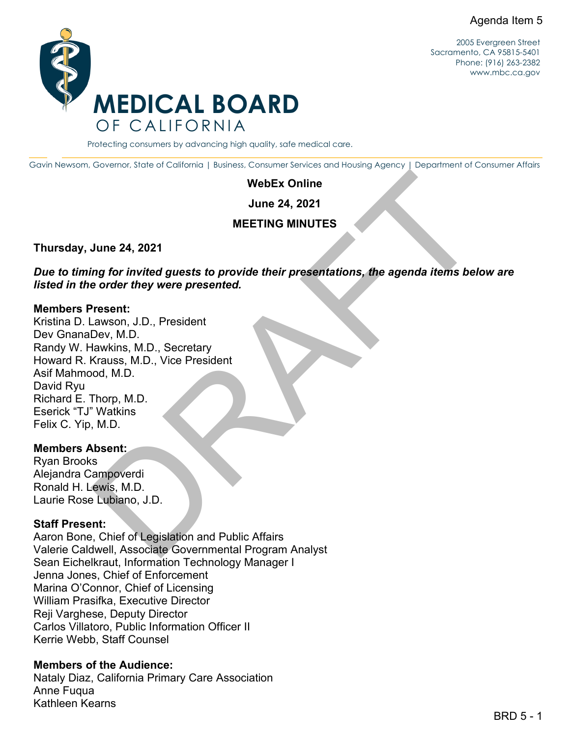Agenda Item 5

2005 Evergreen Street
Sacramento, CA 95815-5401
Phone: (916) 263-2382
www.mbc.ca.gov

# MEDICAL BOARD OF CALIFORNIA

Protecting consumers by advancing high quality, safe medical care.

Gavin Newsom, Governor, State of California | Business, Consumer Services and Housing Agency | Department of Consumer Affairs

**WebEx Online**

**June 24, 2021**

**MEETING MINUTES**

**Thursday, June 24, 2021**

***Due to timing for invited guests to provide their presentations, the agenda items below are listed in the order they were presented.***

**Members Present:**
Kristina D. Lawson, J.D., President
Dev GnanaDev, M.D.
Randy W. Hawkins, M.D., Secretary
Howard R. Krauss, M.D., Vice President
Asif Mahmood, M.D.
David Ryu
Richard E. Thorp, M.D.
Eserick "TJ" Watkins
Felix C. Yip, M.D.

**Members Absent:**
Ryan Brooks
Alejandra Campoverdi
Ronald H. Lewis, M.D.
Laurie Rose Lubiano, J.D.

**Staff Present:**
Aaron Bone, Chief of Legislation and Public Affairs
Valerie Caldwell, Associate Governmental Program Analyst
Sean Eichelkraut, Information Technology Manager I
Jenna Jones, Chief of Enforcement
Marina O'Connor, Chief of Licensing
William Prasifka, Executive Director
Reji Varghese, Deputy Director
Carlos Villatoro, Public Information Officer II
Kerrie Webb, Staff Counsel

**Members of the Audience:**
Nataly Diaz, California Primary Care Association
Anne Fuqua
Kathleen Kearns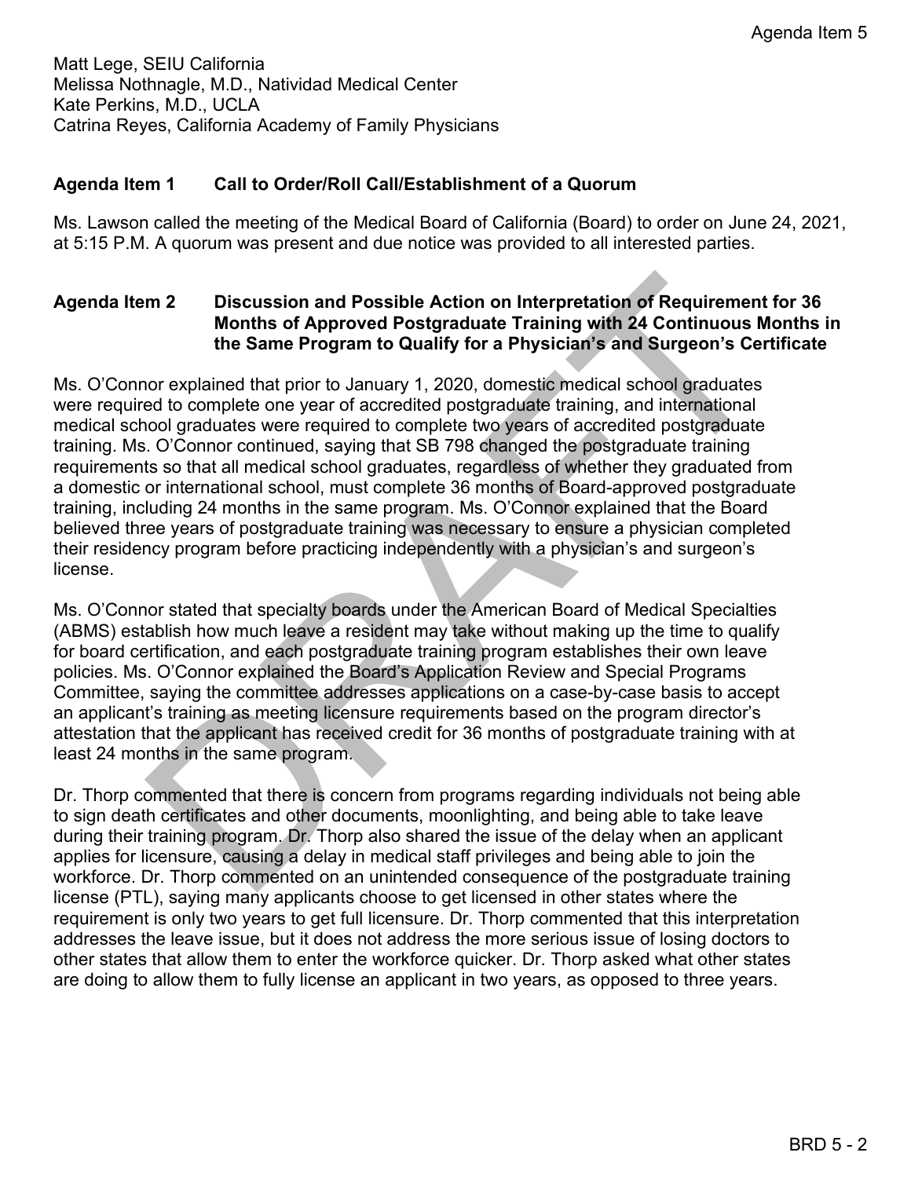Matt Lege, SEIU California
Melissa Nothnagle, M.D., Natividad Medical Center
Kate Perkins, M.D., UCLA
Catrina Reyes, California Academy of Family Physicians

## Agenda Item 1 Call to Order/Roll Call/Establishment of a Quorum

Ms. Lawson called the meeting of the Medical Board of California (Board) to order on June 24, 2021, at 5:15 P.M. A quorum was present and due notice was provided to all interested parties.

## Agenda Item 2 Discussion and Possible Action on Interpretation of Requirement for 36 Months of Approved Postgraduate Training with 24 Continuous Months in the Same Program to Qualify for a Physician's and Surgeon's Certificate

Ms. O'Connor explained that prior to January 1, 2020, domestic medical school graduates were required to complete one year of accredited postgraduate training, and international medical school graduates were required to complete two years of accredited postgraduate training. Ms. O'Connor continued, saying that SB 798 changed the postgraduate training requirements so that all medical school graduates, regardless of whether they graduated from a domestic or international school, must complete 36 months of Board-approved postgraduate training, including 24 months in the same program. Ms. O'Connor explained that the Board believed three years of postgraduate training was necessary to ensure a physician completed their residency program before practicing independently with a physician's and surgeon's license.

Ms. O'Connor stated that specialty boards under the American Board of Medical Specialties (ABMS) establish how much leave a resident may take without making up the time to qualify for board certification, and each postgraduate training program establishes their own leave policies. Ms. O'Connor explained the Board's Application Review and Special Programs Committee, saying the committee addresses applications on a case-by-case basis to accept an applicant's training as meeting licensure requirements based on the program director's attestation that the applicant has received credit for 36 months of postgraduate training with at least 24 months in the same program.

Dr. Thorp commented that there is concern from programs regarding individuals not being able to sign death certificates and other documents, moonlighting, and being able to take leave during their training program. Dr. Thorp also shared the issue of the delay when an applicant applies for licensure, causing a delay in medical staff privileges and being able to join the workforce. Dr. Thorp commented on an unintended consequence of the postgraduate training license (PTL), saying many applicants choose to get licensed in other states where the requirement is only two years to get full licensure. Dr. Thorp commented that this interpretation addresses the leave issue, but it does not address the more serious issue of losing doctors to other states that allow them to enter the workforce quicker. Dr. Thorp asked what other states are doing to allow them to fully license an applicant in two years, as opposed to three years.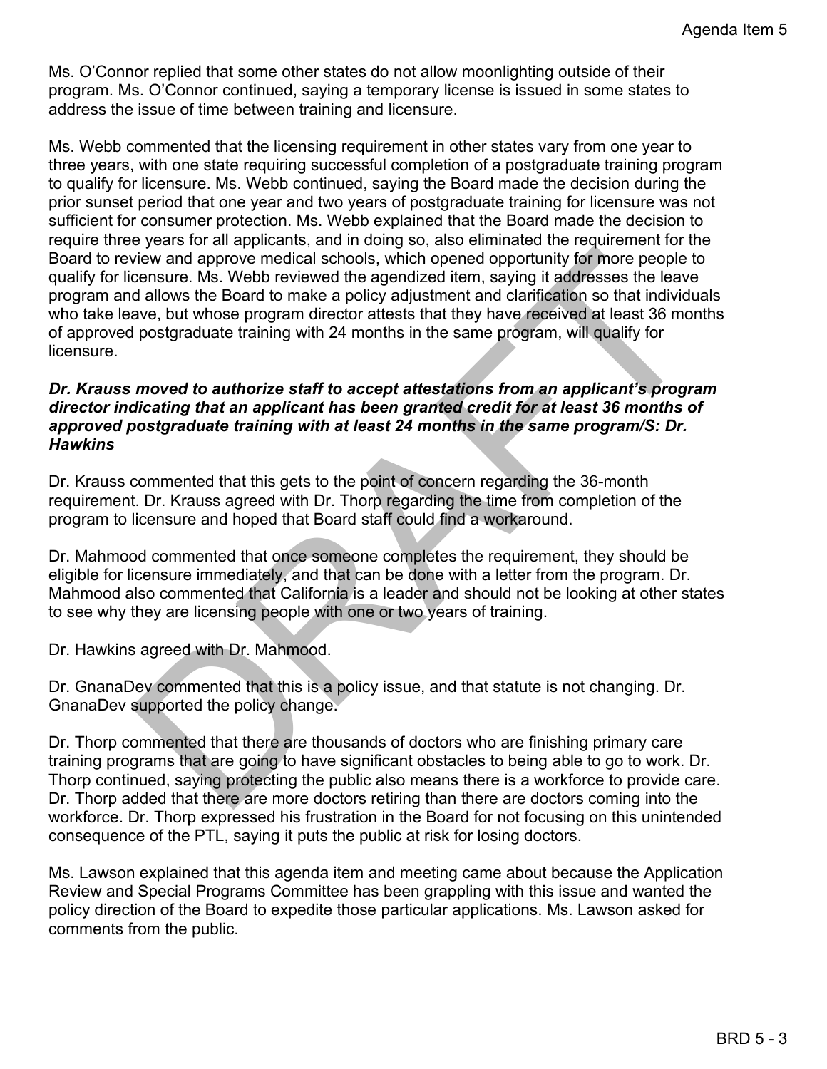Ms. O'Connor replied that some other states do not allow moonlighting outside of their program. Ms. O'Connor continued, saying a temporary license is issued in some states to address the issue of time between training and licensure.

Ms. Webb commented that the licensing requirement in other states vary from one year to three years, with one state requiring successful completion of a postgraduate training program to qualify for licensure. Ms. Webb continued, saying the Board made the decision during the prior sunset period that one year and two years of postgraduate training for licensure was not sufficient for consumer protection. Ms. Webb explained that the Board made the decision to require three years for all applicants, and in doing so, also eliminated the requirement for the Board to review and approve medical schools, which opened opportunity for more people to qualify for licensure. Ms. Webb reviewed the agendized item, saying it addresses the leave program and allows the Board to make a policy adjustment and clarification so that individuals who take leave, but whose program director attests that they have received at least 36 months of approved postgraduate training with 24 months in the same program, will qualify for licensure.

***Dr. Krauss moved to authorize staff to accept attestations from an applicant's program director indicating that an applicant has been granted credit for at least 36 months of approved postgraduate training with at least 24 months in the same program/S: Dr. Hawkins***

Dr. Krauss commented that this gets to the point of concern regarding the 36-month requirement. Dr. Krauss agreed with Dr. Thorp regarding the time from completion of the program to licensure and hoped that Board staff could find a workaround.

Dr. Mahmood commented that once someone completes the requirement, they should be eligible for licensure immediately, and that can be done with a letter from the program. Dr. Mahmood also commented that California is a leader and should not be looking at other states to see why they are licensing people with one or two years of training.

Dr. Hawkins agreed with Dr. Mahmood.

Dr. GnanaDev commented that this is a policy issue, and that statute is not changing. Dr. GnanaDev supported the policy change.

Dr. Thorp commented that there are thousands of doctors who are finishing primary care training programs that are going to have significant obstacles to being able to go to work. Dr. Thorp continued, saying protecting the public also means there is a workforce to provide care. Dr. Thorp added that there are more doctors retiring than there are doctors coming into the workforce. Dr. Thorp expressed his frustration in the Board for not focusing on this unintended consequence of the PTL, saying it puts the public at risk for losing doctors.

Ms. Lawson explained that this agenda item and meeting came about because the Application Review and Special Programs Committee has been grappling with this issue and wanted the policy direction of the Board to expedite those particular applications. Ms. Lawson asked for comments from the public.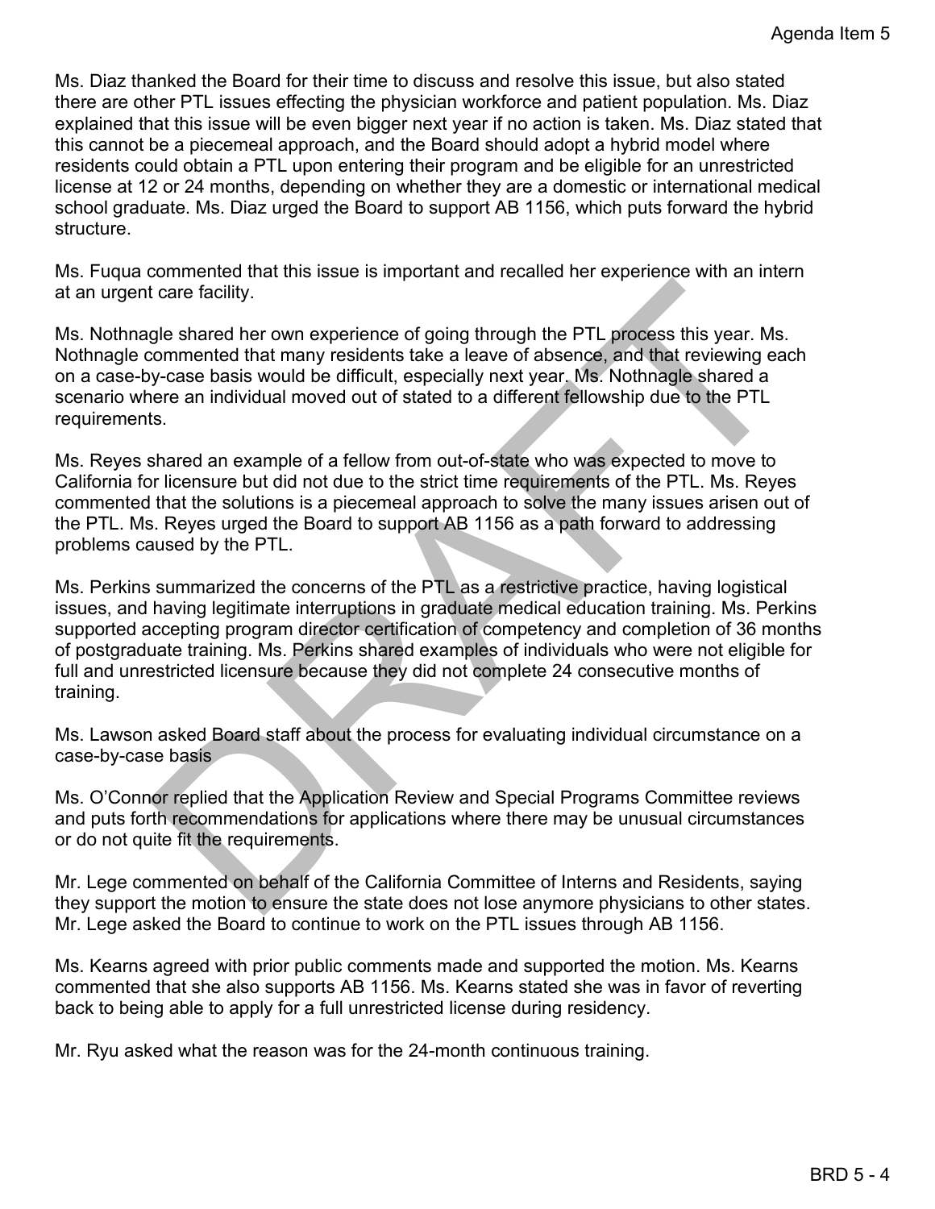Ms. Diaz thanked the Board for their time to discuss and resolve this issue, but also stated there are other PTL issues effecting the physician workforce and patient population. Ms. Diaz explained that this issue will be even bigger next year if no action is taken. Ms. Diaz stated that this cannot be a piecemeal approach, and the Board should adopt a hybrid model where residents could obtain a PTL upon entering their program and be eligible for an unrestricted license at 12 or 24 months, depending on whether they are a domestic or international medical school graduate. Ms. Diaz urged the Board to support AB 1156, which puts forward the hybrid structure.

Ms. Fuqua commented that this issue is important and recalled her experience with an intern at an urgent care facility.

Ms. Nothnagle shared her own experience of going through the PTL process this year. Ms. Nothnagle commented that many residents take a leave of absence, and that reviewing each on a case-by-case basis would be difficult, especially next year. Ms. Nothnagle shared a scenario where an individual moved out of stated to a different fellowship due to the PTL requirements.

Ms. Reyes shared an example of a fellow from out-of-state who was expected to move to California for licensure but did not due to the strict time requirements of the PTL. Ms. Reyes commented that the solutions is a piecemeal approach to solve the many issues arisen out of the PTL. Ms. Reyes urged the Board to support AB 1156 as a path forward to addressing problems caused by the PTL.

Ms. Perkins summarized the concerns of the PTL as a restrictive practice, having logistical issues, and having legitimate interruptions in graduate medical education training. Ms. Perkins supported accepting program director certification of competency and completion of 36 months of postgraduate training. Ms. Perkins shared examples of individuals who were not eligible for full and unrestricted licensure because they did not complete 24 consecutive months of training.

Ms. Lawson asked Board staff about the process for evaluating individual circumstance on a case-by-case basis

Ms. O'Connor replied that the Application Review and Special Programs Committee reviews and puts forth recommendations for applications where there may be unusual circumstances or do not quite fit the requirements.

Mr. Lege commented on behalf of the California Committee of Interns and Residents, saying they support the motion to ensure the state does not lose anymore physicians to other states. Mr. Lege asked the Board to continue to work on the PTL issues through AB 1156.

Ms. Kearns agreed with prior public comments made and supported the motion. Ms. Kearns commented that she also supports AB 1156. Ms. Kearns stated she was in favor of reverting back to being able to apply for a full unrestricted license during residency.

Mr. Ryu asked what the reason was for the 24-month continuous training.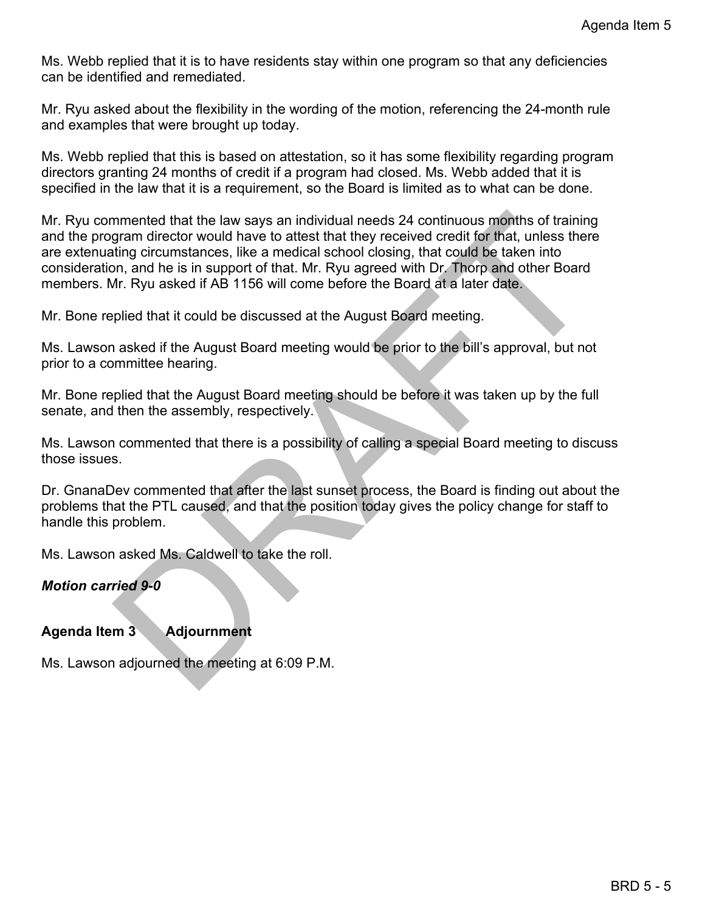Ms. Webb replied that it is to have residents stay within one program so that any deficiencies can be identified and remediated.

Mr. Ryu asked about the flexibility in the wording of the motion, referencing the 24-month rule and examples that were brought up today.

Ms. Webb replied that this is based on attestation, so it has some flexibility regarding program directors granting 24 months of credit if a program had closed. Ms. Webb added that it is specified in the law that it is a requirement, so the Board is limited as to what can be done.

Mr. Ryu commented that the law says an individual needs 24 continuous months of training and the program director would have to attest that they received credit for that, unless there are extenuating circumstances, like a medical school closing, that could be taken into consideration, and he is in support of that. Mr. Ryu agreed with Dr. Thorp and other Board members. Mr. Ryu asked if AB 1156 will come before the Board at a later date.

Mr. Bone replied that it could be discussed at the August Board meeting.

Ms. Lawson asked if the August Board meeting would be prior to the bill's approval, but not prior to a committee hearing.

Mr. Bone replied that the August Board meeting should be before it was taken up by the full senate, and then the assembly, respectively.

Ms. Lawson commented that there is a possibility of calling a special Board meeting to discuss those issues.

Dr. GnanaDev commented that after the last sunset process, the Board is finding out about the problems that the PTL caused, and that the position today gives the policy change for staff to handle this problem.

Ms. Lawson asked Ms. Caldwell to take the roll.

***Motion carried 9-0***

**Agenda Item 3 Adjournment**

Ms. Lawson adjourned the meeting at 6:09 P.M.